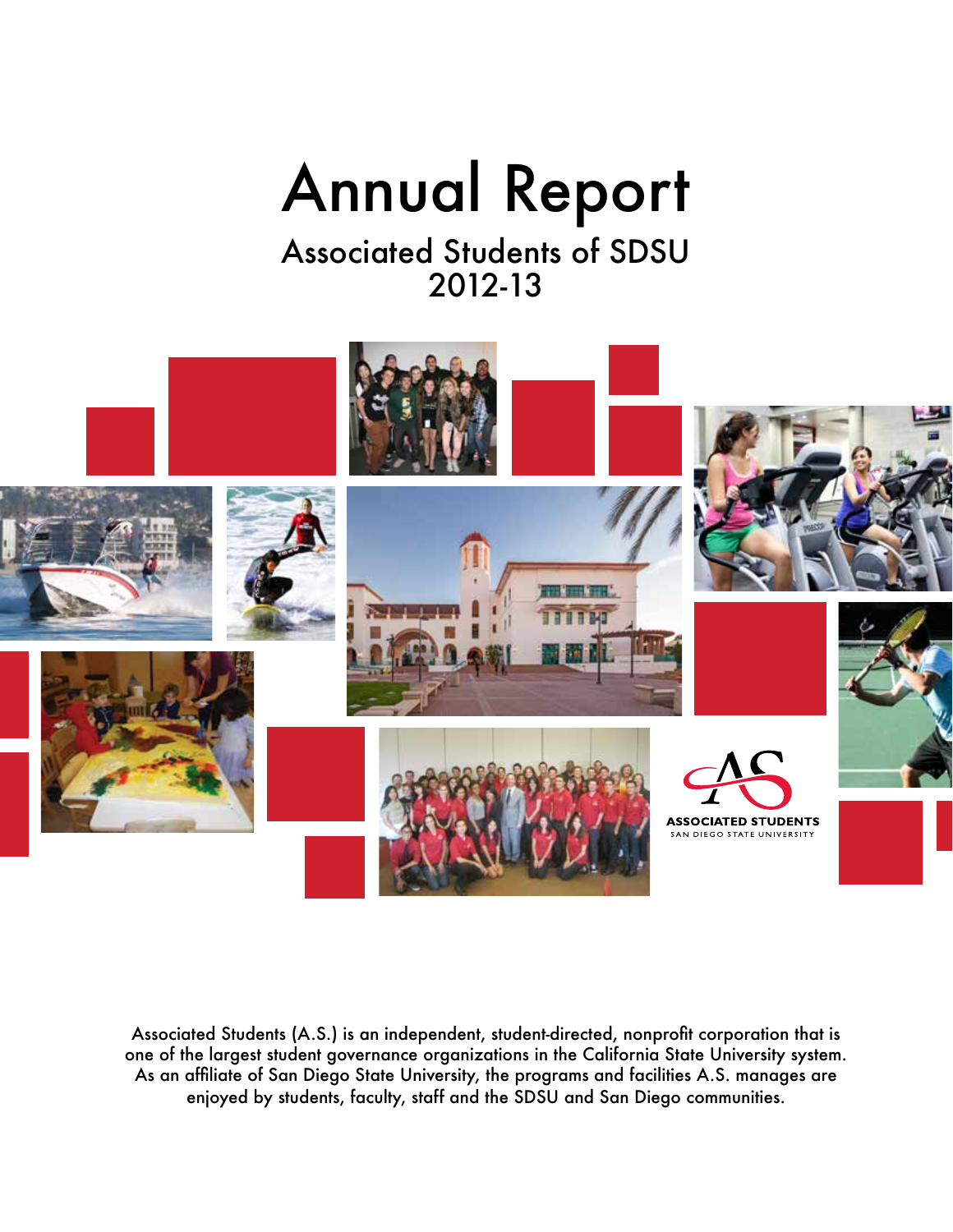# Annual Report

## Associated Students of SDSU
## 2012-13

ASSOCIATED STUDENTS
SAN DIEGO STATE UNIVERSITY

Associated Students (A.S.) is an independent, student-directed, nonprofit corporation that is one of the largest student governance organizations in the California State University system. As an affiliate of San Diego State University, the programs and facilities A.S. manages are enjoyed by students, faculty, staff and the SDSU and San Diego communities.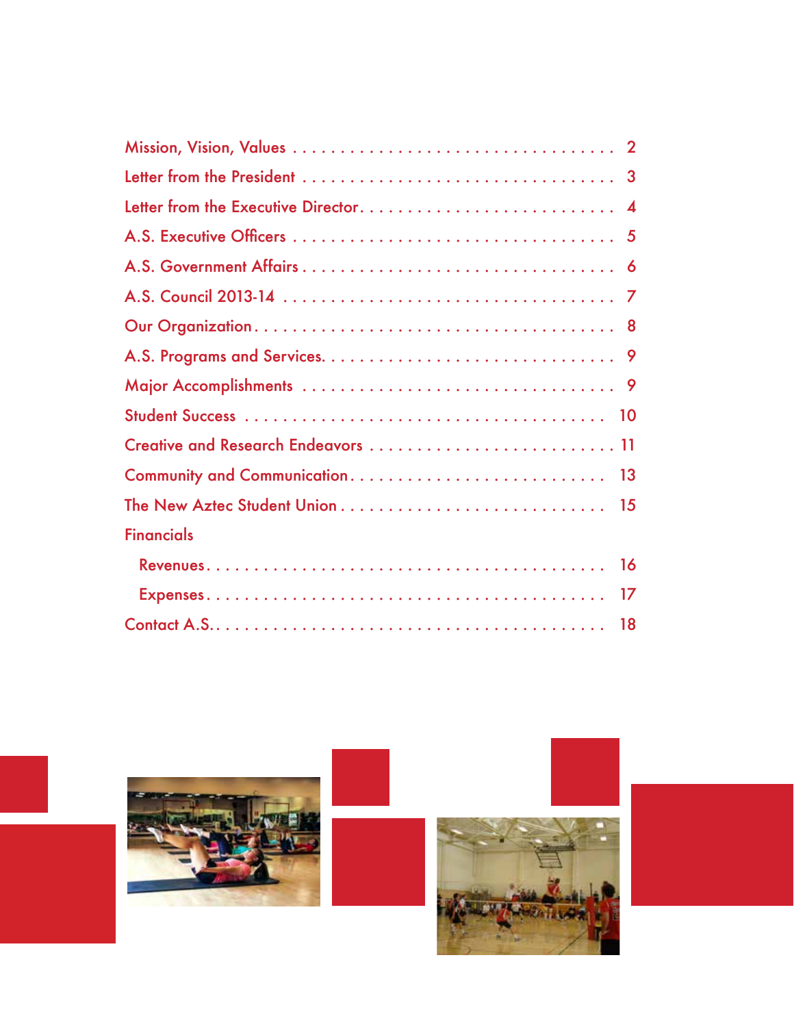| | |
|---|---|
| Mission, Vision, Values | 2 |
| Letter from the President | 3 |
| Letter from the Executive Director | 4 |
| A.S. Executive Officers | 5 |
| A.S. Government Affairs | 6 |
| A.S. Council 2013-14 | 7 |
| Our Organization | 8 |
| A.S. Programs and Services | 9 |
| Major Accomplishments | 9 |
| Student Success | 10 |
| Creative and Research Endeavors | 11 |
| Community and Communication | 13 |
| The New Aztec Student Union | 15 |
| Financials | |
| Revenues | 16 |
| Expenses | 17 |
| Contact A.S. | 18 |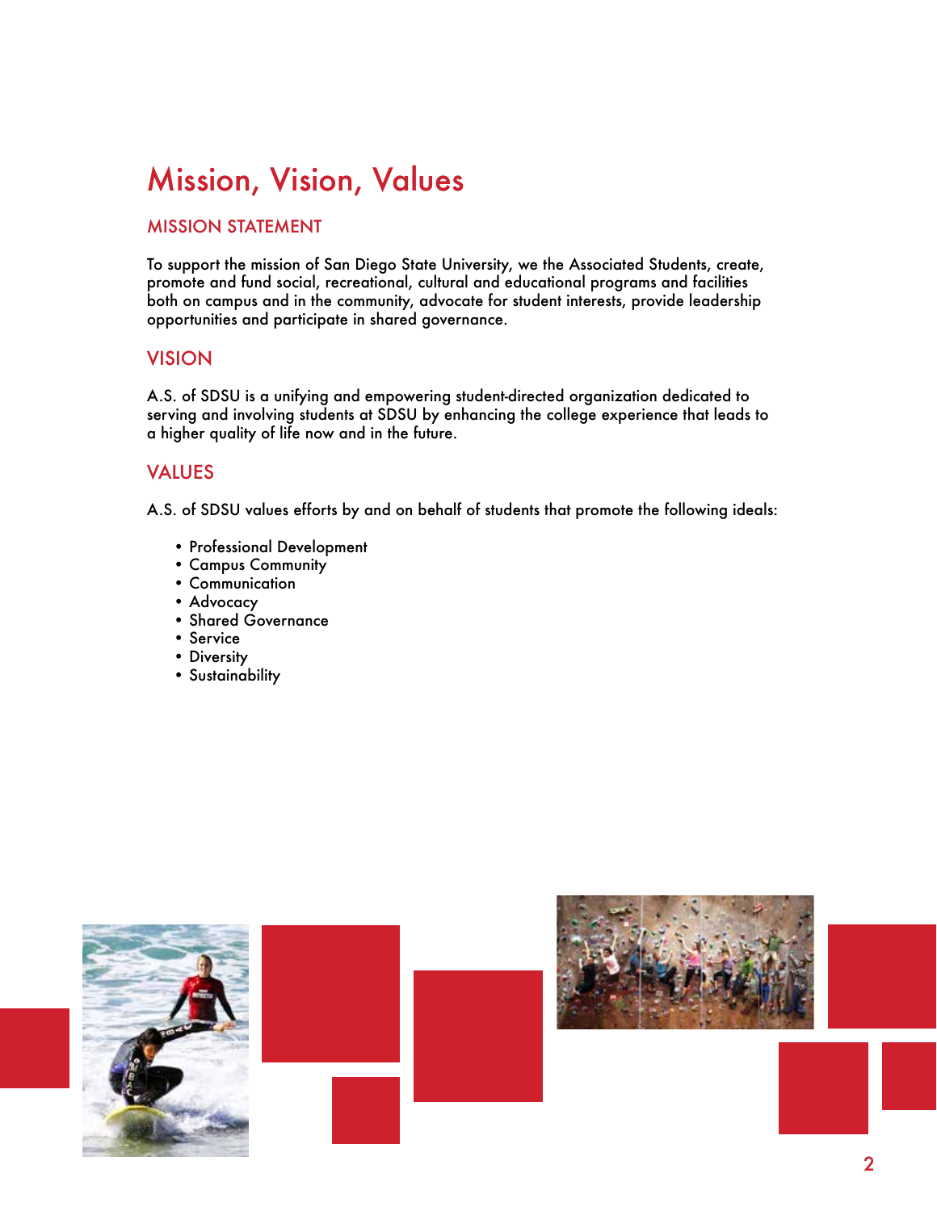# Mission, Vision, Values

## MISSION STATEMENT

To support the mission of San Diego State University, we the Associated Students, create, promote and fund social, recreational, cultural and educational programs and facilities both on campus and in the community, advocate for student interests, provide leadership opportunities and participate in shared governance.

## VISION

A.S. of SDSU is a unifying and empowering student-directed organization dedicated to serving and involving students at SDSU by enhancing the college experience that leads to a higher quality of life now and in the future.

## VALUES

A.S. of SDSU values efforts by and on behalf of students that promote the following ideals:

- Professional Development
- Campus Community
- Communication
- Advocacy
- Shared Governance
- Service
- Diversity
- Sustainability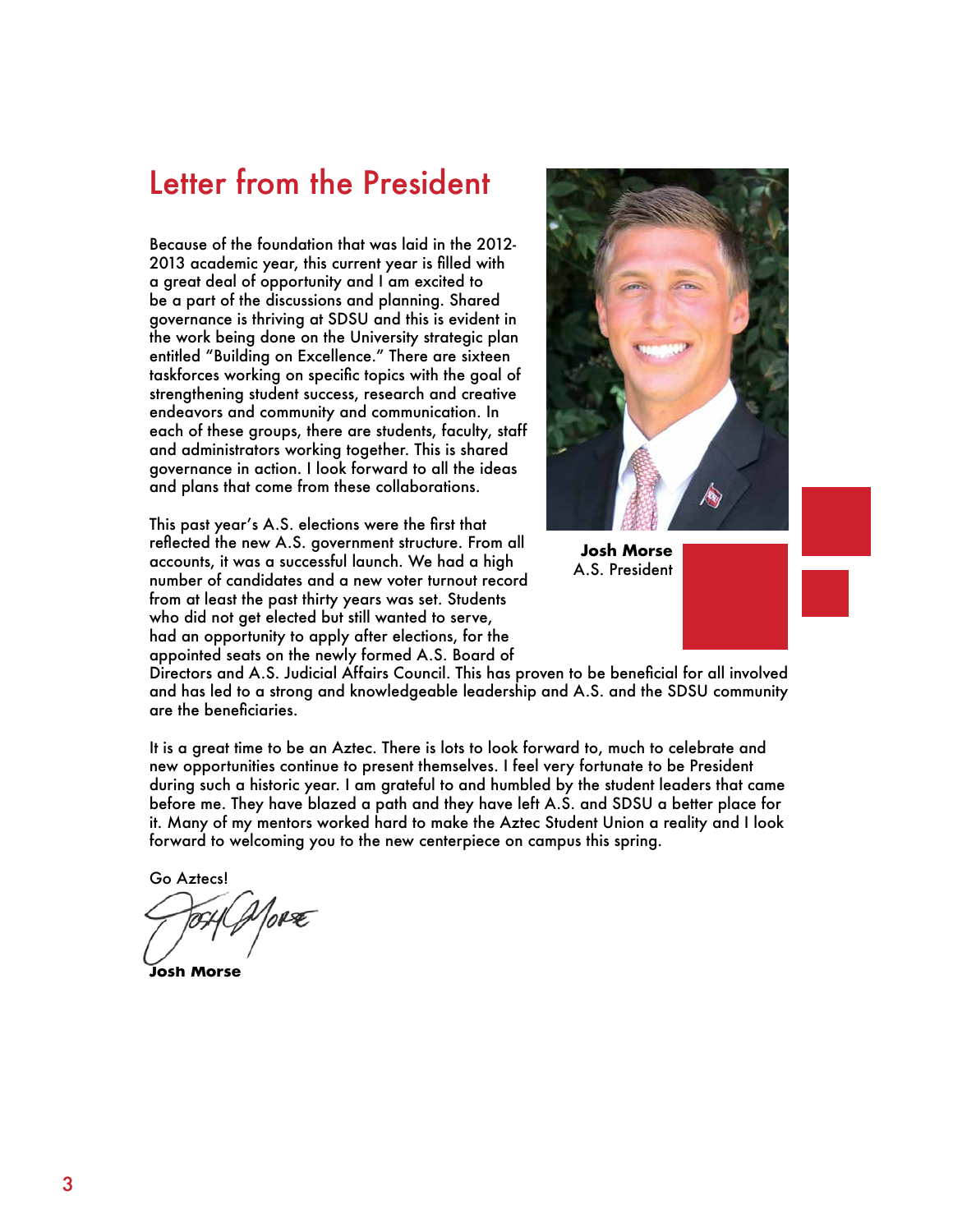# Letter from the President

Because of the foundation that was laid in the 2012-2013 academic year, this current year is filled with a great deal of opportunity and I am excited to be a part of the discussions and planning. Shared governance is thriving at SDSU and this is evident in the work being done on the University strategic plan entitled "Building on Excellence." There are sixteen taskforces working on specific topics with the goal of strengthening student success, research and creative endeavors and community and communication. In each of these groups, there are students, faculty, staff and administrators working together. This is shared governance in action. I look forward to all the ideas and plans that come from these collaborations.

**Josh Morse**
A.S. President

This past year's A.S. elections were the first that reflected the new A.S. government structure. From all accounts, it was a successful launch. We had a high number of candidates and a new voter turnout record from at least the past thirty years was set. Students who did not get elected but still wanted to serve, had an opportunity to apply after elections, for the appointed seats on the newly formed A.S. Board of Directors and A.S. Judicial Affairs Council. This has proven to be beneficial for all involved and has led to a strong and knowledgeable leadership and A.S. and the SDSU community are the beneficiaries.

It is a great time to be an Aztec. There is lots to look forward to, much to celebrate and new opportunities continue to present themselves. I feel very fortunate to be President during such a historic year. I am grateful to and humbled by the student leaders that came before me. They have blazed a path and they have left A.S. and SDSU a better place for it. Many of my mentors worked hard to make the Aztec Student Union a reality and I look forward to welcoming you to the new centerpiece on campus this spring.

Go Aztecs!

**Josh Morse**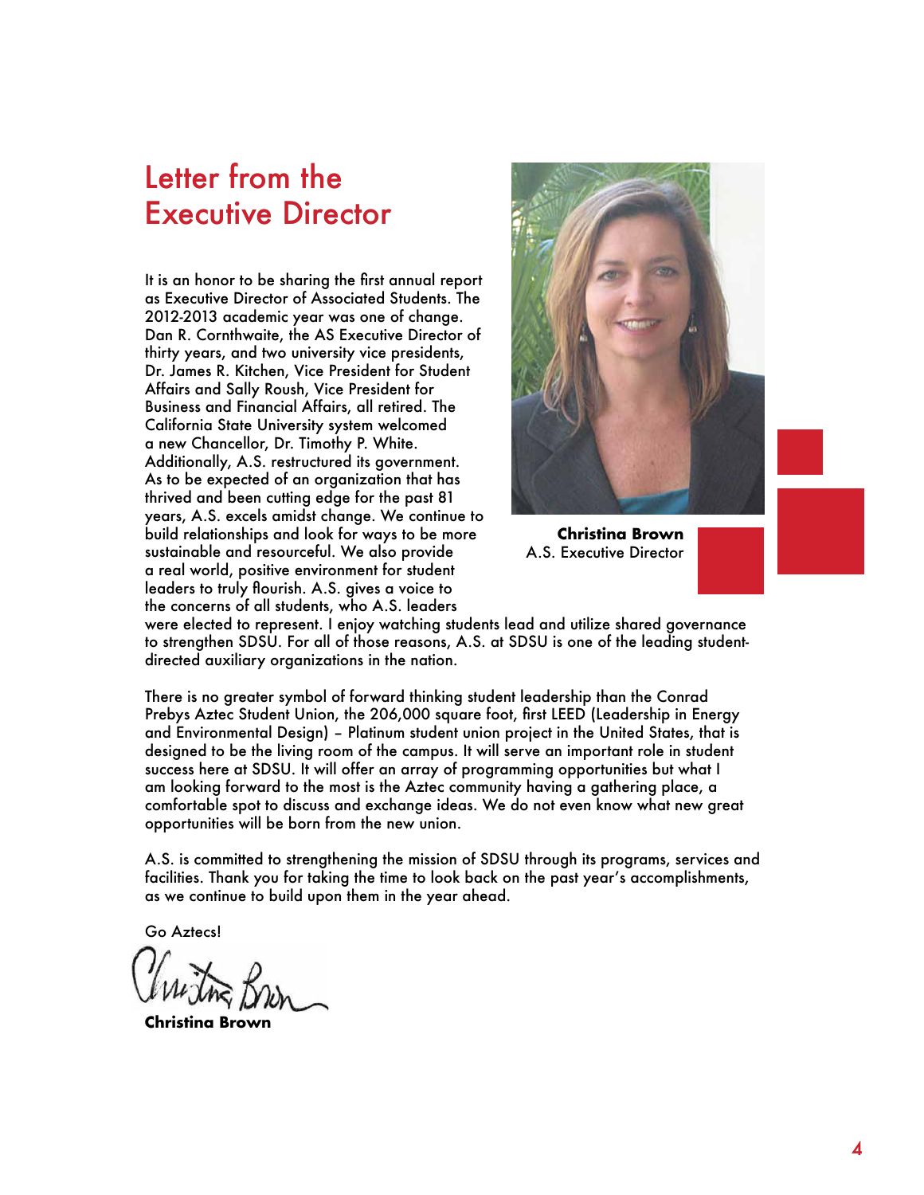# Letter from the Executive Director

**Christina Brown**
A.S. Executive Director

It is an honor to be sharing the first annual report as Executive Director of Associated Students. The 2012-2013 academic year was one of change. Dan R. Cornthwaite, the AS Executive Director of thirty years, and two university vice presidents, Dr. James R. Kitchen, Vice President for Student Affairs and Sally Roush, Vice President for Business and Financial Affairs, all retired. The California State University system welcomed a new Chancellor, Dr. Timothy P. White. Additionally, A.S. restructured its government. As to be expected of an organization that has thrived and been cutting edge for the past 81 years, A.S. excels amidst change. We continue to build relationships and look for ways to be more sustainable and resourceful. We also provide a real world, positive environment for student leaders to truly flourish. A.S. gives a voice to the concerns of all students, who A.S. leaders were elected to represent. I enjoy watching students lead and utilize shared governance to strengthen SDSU. For all of those reasons, A.S. at SDSU is one of the leading student-directed auxiliary organizations in the nation.

There is no greater symbol of forward thinking student leadership than the Conrad Prebys Aztec Student Union, the 206,000 square foot, first LEED (Leadership in Energy and Environmental Design) – Platinum student union project in the United States, that is designed to be the living room of the campus. It will serve an important role in student success here at SDSU. It will offer an array of programming opportunities but what I am looking forward to the most is the Aztec community having a gathering place, a comfortable spot to discuss and exchange ideas. We do not even know what new great opportunities will be born from the new union.

A.S. is committed to strengthening the mission of SDSU through its programs, services and facilities. Thank you for taking the time to look back on the past year's accomplishments, as we continue to build upon them in the year ahead.

Go Aztecs!

**Christina Brown**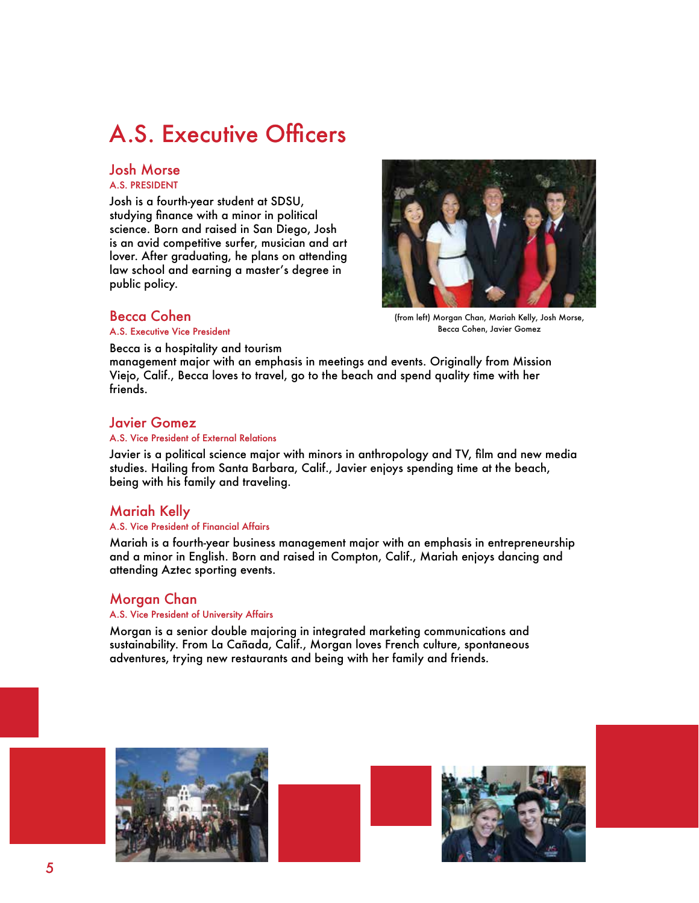# A.S. Executive Officers

## Josh Morse

A.S. PRESIDENT

Josh is a fourth-year student at SDSU, studying finance with a minor in political science. Born and raised in San Diego, Josh is an avid competitive surfer, musician and art lover. After graduating, he plans on attending law school and earning a master's degree in public policy.

(from left) Morgan Chan, Mariah Kelly, Josh Morse, Becca Cohen, Javier Gomez

## Becca Cohen

A.S. Executive Vice President

Becca is a hospitality and tourism management major with an emphasis in meetings and events. Originally from Mission Viejo, Calif., Becca loves to travel, go to the beach and spend quality time with her friends.

## Javier Gomez

A.S. Vice President of External Relations

Javier is a political science major with minors in anthropology and TV, film and new media studies. Hailing from Santa Barbara, Calif., Javier enjoys spending time at the beach, being with his family and traveling.

## Mariah Kelly

A.S. Vice President of Financial Affairs

Mariah is a fourth-year business management major with an emphasis in entrepreneurship and a minor in English. Born and raised in Compton, Calif., Mariah enjoys dancing and attending Aztec sporting events.

## Morgan Chan

A.S. Vice President of University Affairs

Morgan is a senior double majoring in integrated marketing communications and sustainability. From La Cañada, Calif., Morgan loves French culture, spontaneous adventures, trying new restaurants and being with her family and friends.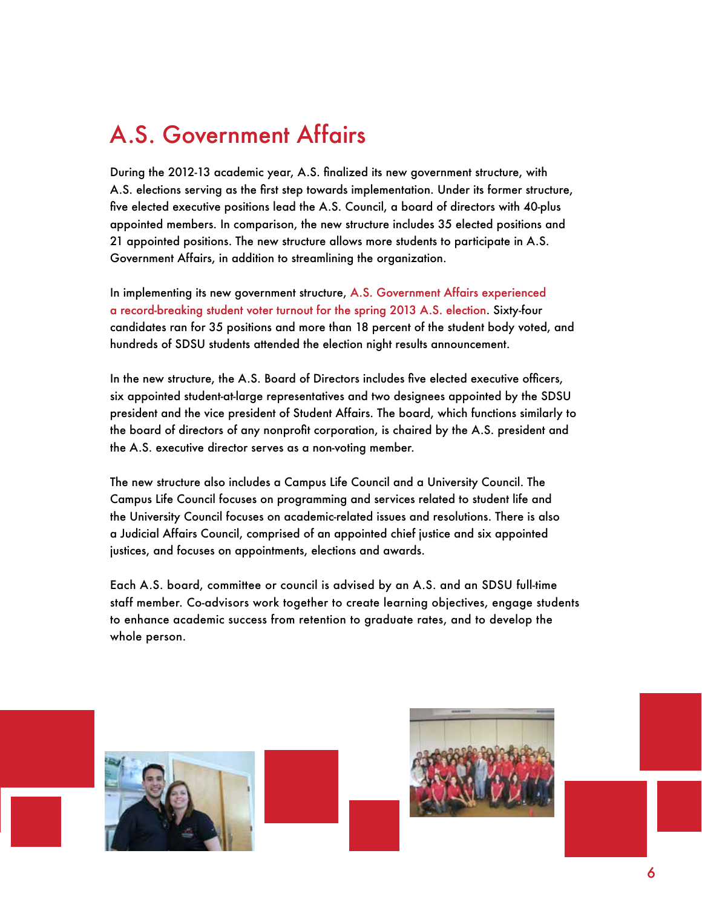# A.S. Government Affairs

During the 2012-13 academic year, A.S. finalized its new government structure, with A.S. elections serving as the first step towards implementation. Under its former structure, five elected executive positions lead the A.S. Council, a board of directors with 40-plus appointed members. In comparison, the new structure includes 35 elected positions and 21 appointed positions. The new structure allows more students to participate in A.S. Government Affairs, in addition to streamlining the organization.

In implementing its new government structure, A.S. Government Affairs experienced a record-breaking student voter turnout for the spring 2013 A.S. election. Sixty-four candidates ran for 35 positions and more than 18 percent of the student body voted, and hundreds of SDSU students attended the election night results announcement.

In the new structure, the A.S. Board of Directors includes five elected executive officers, six appointed student-at-large representatives and two designees appointed by the SDSU president and the vice president of Student Affairs. The board, which functions similarly to the board of directors of any nonprofit corporation, is chaired by the A.S. president and the A.S. executive director serves as a non-voting member.

The new structure also includes a Campus Life Council and a University Council. The Campus Life Council focuses on programming and services related to student life and the University Council focuses on academic-related issues and resolutions. There is also a Judicial Affairs Council, comprised of an appointed chief justice and six appointed justices, and focuses on appointments, elections and awards.

Each A.S. board, committee or council is advised by an A.S. and an SDSU full-time staff member. Co-advisors work together to create learning objectives, engage students to enhance academic success from retention to graduate rates, and to develop the whole person.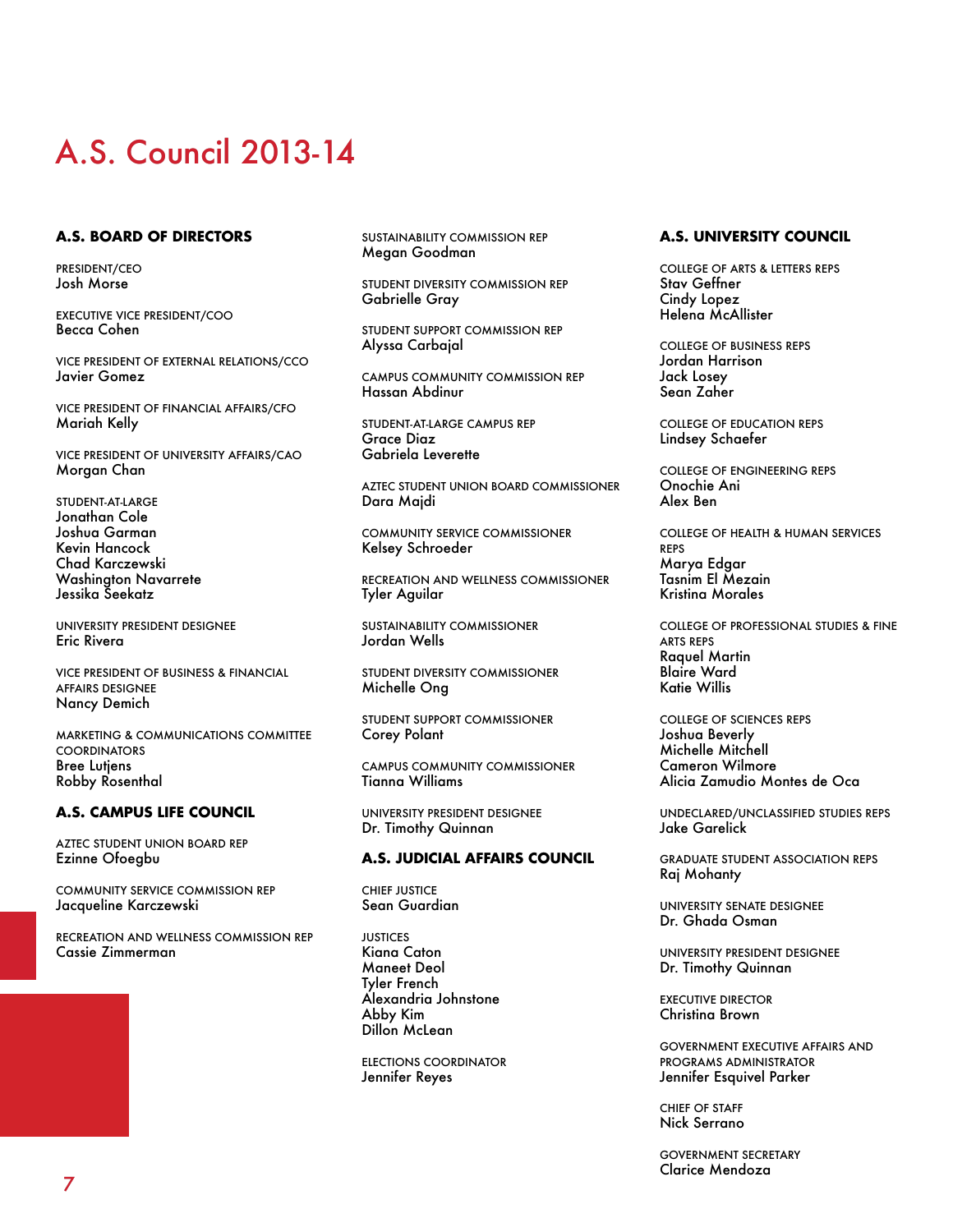# A.S. Council 2013-14

### A.S. BOARD OF DIRECTORS

PRESIDENT/CEO
Josh Morse

EXECUTIVE VICE PRESIDENT/COO
Becca Cohen

VICE PRESIDENT OF EXTERNAL RELATIONS/CCO
Javier Gomez

VICE PRESIDENT OF FINANCIAL AFFAIRS/CFO
Mariah Kelly

VICE PRESIDENT OF UNIVERSITY AFFAIRS/CAO
Morgan Chan

STUDENT-AT-LARGE
Jonathan Cole
Joshua Garman
Kevin Hancock
Chad Karczewski
Washington Navarrete
Jessika Seekatz

UNIVERSITY PRESIDENT DESIGNEE
Eric Rivera

VICE PRESIDENT OF BUSINESS & FINANCIAL AFFAIRS DESIGNEE
Nancy Demich

MARKETING & COMMUNICATIONS COMMITTEE COORDINATORS
Bree Lutjens
Robby Rosenthal

### A.S. CAMPUS LIFE COUNCIL

AZTEC STUDENT UNION BOARD REP
Ezinne Ofoegbu

COMMUNITY SERVICE COMMISSION REP
Jacqueline Karczewski

RECREATION AND WELLNESS COMMISSION REP
Cassie Zimmerman

SUSTAINABILITY COMMISSION REP
Megan Goodman

STUDENT DIVERSITY COMMISSION REP
Gabrielle Gray

STUDENT SUPPORT COMMISSION REP
Alyssa Carbajal

CAMPUS COMMUNITY COMMISSION REP
Hassan Abdinur

STUDENT-AT-LARGE CAMPUS REP
Grace Diaz
Gabriela Leverette

AZTEC STUDENT UNION BOARD COMMISSIONER
Dara Majdi

COMMUNITY SERVICE COMMISSIONER
Kelsey Schroeder

RECREATION AND WELLNESS COMMISSIONER
Tyler Aguilar

SUSTAINABILITY COMMISSIONER
Jordan Wells

STUDENT DIVERSITY COMMISSIONER
Michelle Ong

STUDENT SUPPORT COMMISSIONER
Corey Polant

CAMPUS COMMUNITY COMMISSIONER
Tianna Williams

UNIVERSITY PRESIDENT DESIGNEE
Dr. Timothy Quinnan

### A.S. JUDICIAL AFFAIRS COUNCIL

CHIEF JUSTICE
Sean Guardian

JUSTICES
Kiana Caton
Maneet Deol
Tyler French
Alexandria Johnstone
Abby Kim
Dillon McLean

ELECTIONS COORDINATOR
Jennifer Reyes

### A.S. UNIVERSITY COUNCIL

COLLEGE OF ARTS & LETTERS REPS
Stav Geffner
Cindy Lopez
Helena McAllister

COLLEGE OF BUSINESS REPS
Jordan Harrison
Jack Losey
Sean Zaher

COLLEGE OF EDUCATION REPS
Lindsey Schaefer

COLLEGE OF ENGINEERING REPS
Onochie Ani
Alex Ben

COLLEGE OF HEALTH & HUMAN SERVICES REPS
Marya Edgar
Tasnim El Mezain
Kristina Morales

COLLEGE OF PROFESSIONAL STUDIES & FINE ARTS REPS
Raquel Martin
Blaire Ward
Katie Willis

COLLEGE OF SCIENCES REPS
Joshua Beverly
Michelle Mitchell
Cameron Wilmore
Alicia Zamudio Montes de Oca

UNDECLARED/UNCLASSIFIED STUDIES REPS
Jake Garelick

GRADUATE STUDENT ASSOCIATION REPS
Raj Mohanty

UNIVERSITY SENATE DESIGNEE
Dr. Ghada Osman

UNIVERSITY PRESIDENT DESIGNEE
Dr. Timothy Quinnan

EXECUTIVE DIRECTOR
Christina Brown

GOVERNMENT EXECUTIVE AFFAIRS AND PROGRAMS ADMINISTRATOR
Jennifer Esquivel Parker

CHIEF OF STAFF
Nick Serrano

GOVERNMENT SECRETARY
Clarice Mendoza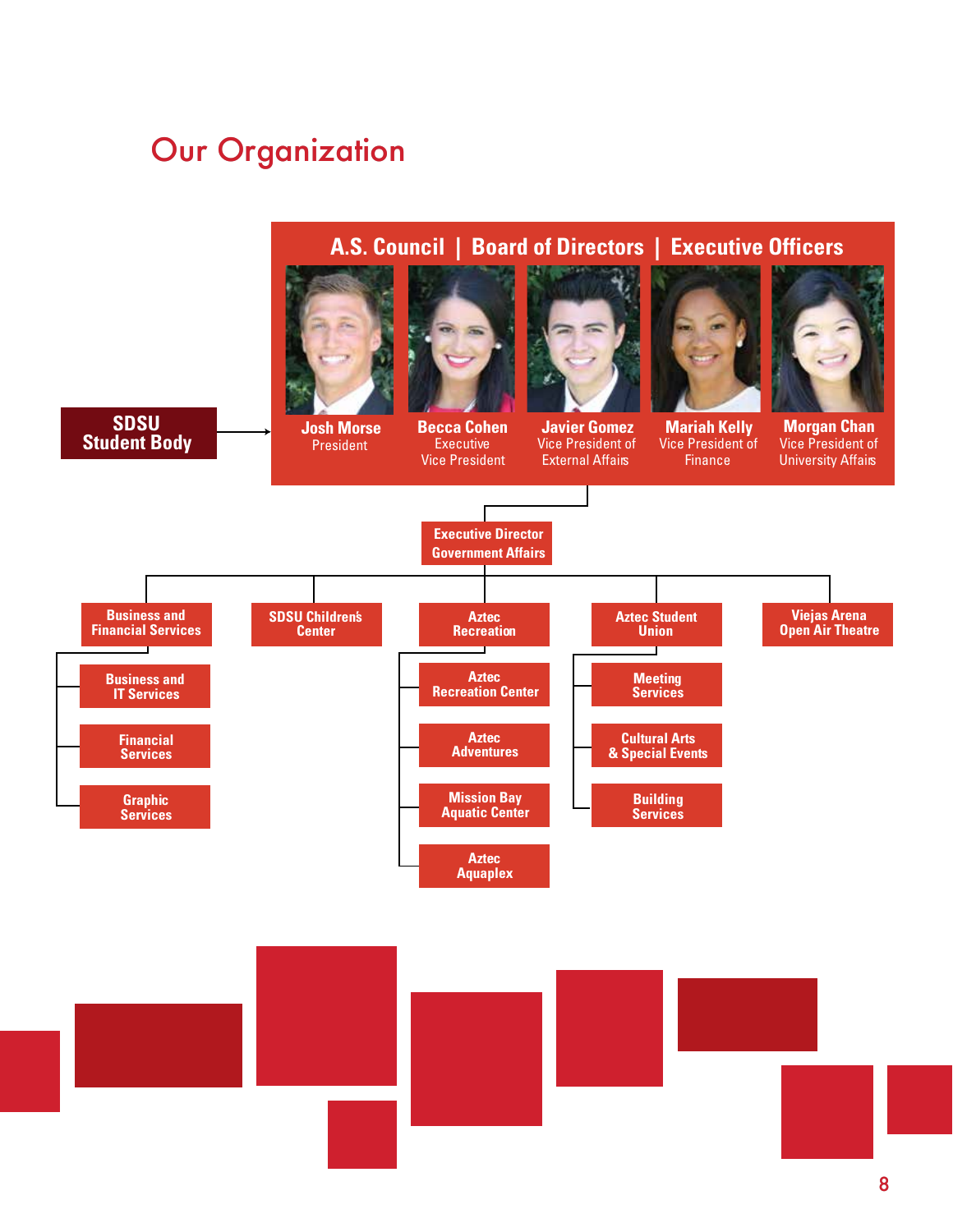# Our Organization

SDSU Student Body →

## A.S. Council | Board of Directors | Executive Officers

- **Josh Morse** – President
- **Becca Cohen** – Executive Vice President
- **Javier Gomez** – Vice President of External Affairs
- **Mariah Kelly** – Vice President of Finance
- **Morgan Chan** – Vice President of University Affairs

### Executive Director Government Affairs

- **Business and Financial Services**
  - Business and IT Services
  - Financial Services
  - Graphic Services
- **SDSU Children's Center**
- **Aztec Recreation**
  - Aztec Recreation Center
  - Aztec Adventures
  - Mission Bay Aquatic Center
  - Aztec Aquaplex
- **Aztec Student Union**
  - Meeting Services
  - Cultural Arts & Special Events
  - Building Services
- **Viejas Arena Open Air Theatre**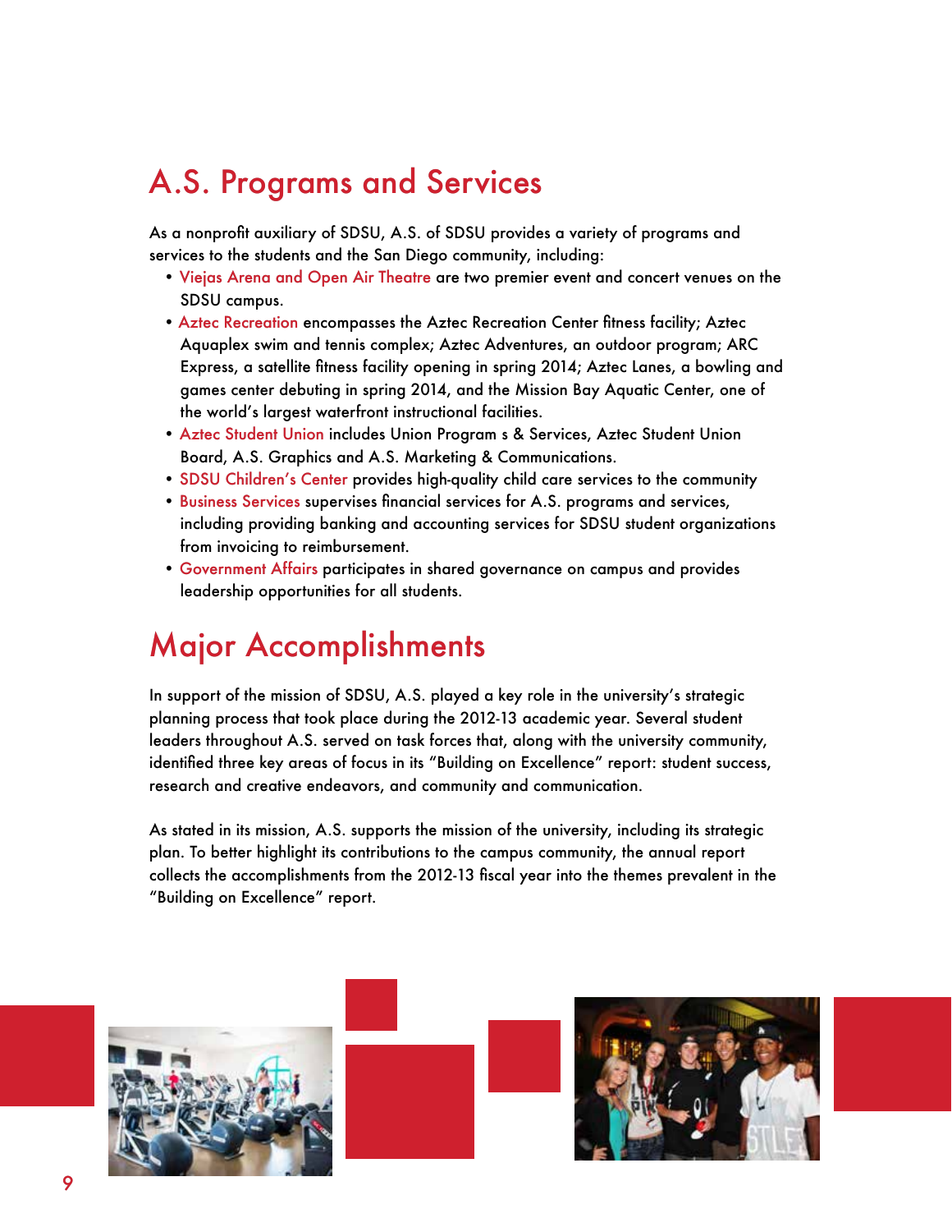# A.S. Programs and Services

As a nonprofit auxiliary of SDSU, A.S. of SDSU provides a variety of programs and services to the students and the San Diego community, including:

- Viejas Arena and Open Air Theatre are two premier event and concert venues on the SDSU campus.
- Aztec Recreation encompasses the Aztec Recreation Center fitness facility; Aztec Aquaplex swim and tennis complex; Aztec Adventures, an outdoor program; ARC Express, a satellite fitness facility opening in spring 2014; Aztec Lanes, a bowling and games center debuting in spring 2014, and the Mission Bay Aquatic Center, one of the world's largest waterfront instructional facilities.
- Aztec Student Union includes Union Program s & Services, Aztec Student Union Board, A.S. Graphics and A.S. Marketing & Communications.
- SDSU Children's Center provides high-quality child care services to the community
- Business Services supervises financial services for A.S. programs and services, including providing banking and accounting services for SDSU student organizations from invoicing to reimbursement.
- Government Affairs participates in shared governance on campus and provides leadership opportunities for all students.

# Major Accomplishments

In support of the mission of SDSU, A.S. played a key role in the university's strategic planning process that took place during the 2012-13 academic year. Several student leaders throughout A.S. served on task forces that, along with the university community, identified three key areas of focus in its "Building on Excellence" report: student success, research and creative endeavors, and community and communication.

As stated in its mission, A.S. supports the mission of the university, including its strategic plan. To better highlight its contributions to the campus community, the annual report collects the accomplishments from the 2012-13 fiscal year into the themes prevalent in the "Building on Excellence" report.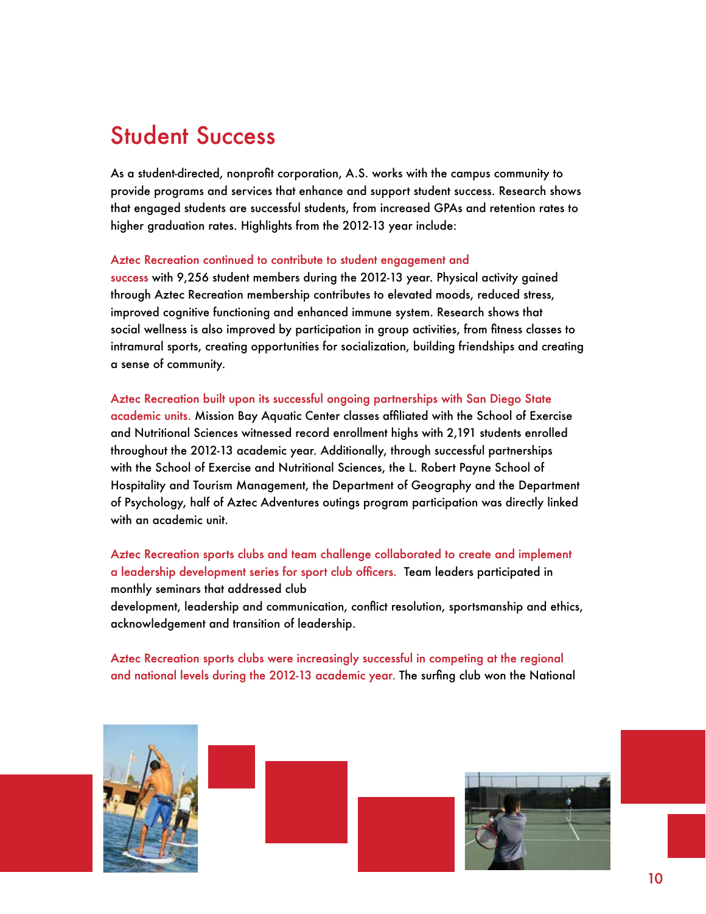# Student Success

As a student-directed, nonprofit corporation, A.S. works with the campus community to provide programs and services that enhance and support student success. Research shows that engaged students are successful students, from increased GPAs and retention rates to higher graduation rates. Highlights from the 2012-13 year include:

**Aztec Recreation continued to contribute to student engagement and success** with 9,256 student members during the 2012-13 year. Physical activity gained through Aztec Recreation membership contributes to elevated moods, reduced stress, improved cognitive functioning and enhanced immune system. Research shows that social wellness is also improved by participation in group activities, from fitness classes to intramural sports, creating opportunities for socialization, building friendships and creating a sense of community.

**Aztec Recreation built upon its successful ongoing partnerships with San Diego State academic units.** Mission Bay Aquatic Center classes affiliated with the School of Exercise and Nutritional Sciences witnessed record enrollment highs with 2,191 students enrolled throughout the 2012-13 academic year. Additionally, through successful partnerships with the School of Exercise and Nutritional Sciences, the L. Robert Payne School of Hospitality and Tourism Management, the Department of Geography and the Department of Psychology, half of Aztec Adventures outings program participation was directly linked with an academic unit.

**Aztec Recreation sports clubs and team challenge collaborated to create and implement a leadership development series for sport club officers.** Team leaders participated in monthly seminars that addressed club development, leadership and communication, conflict resolution, sportsmanship and ethics, acknowledgement and transition of leadership.

**Aztec Recreation sports clubs were increasingly successful in competing at the regional and national levels during the 2012-13 academic year.** The surfing club won the National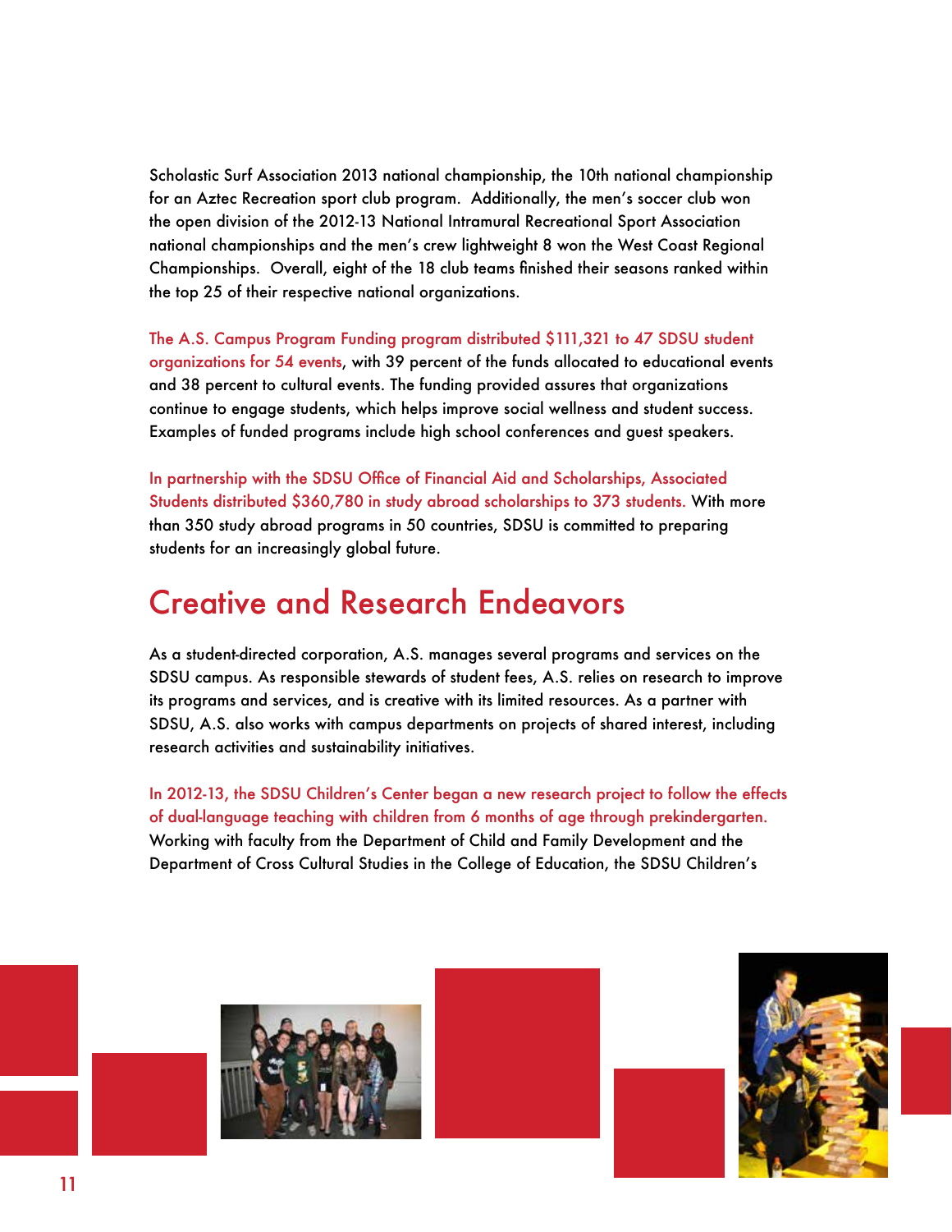Scholastic Surf Association 2013 national championship, the 10th national championship for an Aztec Recreation sport club program.  Additionally, the men's soccer club won the open division of the 2012-13 National Intramural Recreational Sport Association national championships and the men's crew lightweight 8 won the West Coast Regional Championships.  Overall, eight of the 18 club teams finished their seasons ranked within the top 25 of their respective national organizations.

The A.S. Campus Program Funding program distributed $111,321 to 47 SDSU student organizations for 54 events, with 39 percent of the funds allocated to educational events and 38 percent to cultural events. The funding provided assures that organizations continue to engage students, which helps improve social wellness and student success. Examples of funded programs include high school conferences and guest speakers.

In partnership with the SDSU Office of Financial Aid and Scholarships, Associated Students distributed $360,780 in study abroad scholarships to 373 students. With more than 350 study abroad programs in 50 countries, SDSU is committed to preparing students for an increasingly global future.

## Creative and Research Endeavors

As a student-directed corporation, A.S. manages several programs and services on the SDSU campus. As responsible stewards of student fees, A.S. relies on research to improve its programs and services, and is creative with its limited resources. As a partner with SDSU, A.S. also works with campus departments on projects of shared interest, including research activities and sustainability initiatives.

In 2012-13, the SDSU Children's Center began a new research project to follow the effects of dual-language teaching with children from 6 months of age through prekindergarten. Working with faculty from the Department of Child and Family Development and the Department of Cross Cultural Studies in the College of Education, the SDSU Children's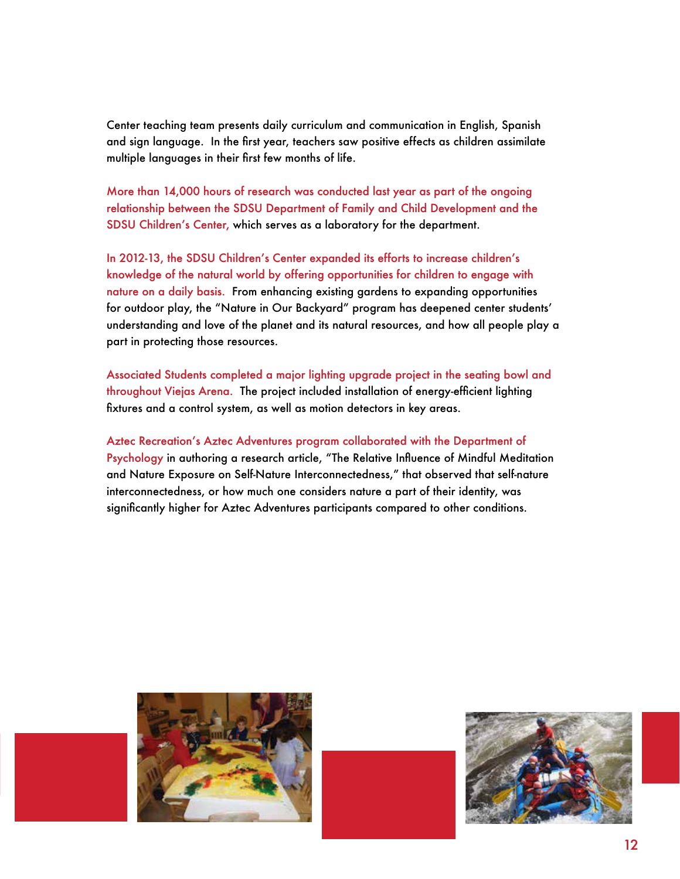Center teaching team presents daily curriculum and communication in English, Spanish and sign language. In the first year, teachers saw positive effects as children assimilate multiple languages in their first few months of life.

More than 14,000 hours of research was conducted last year as part of the ongoing relationship between the SDSU Department of Family and Child Development and the SDSU Children's Center, which serves as a laboratory for the department.

In 2012-13, the SDSU Children's Center expanded its efforts to increase children's knowledge of the natural world by offering opportunities for children to engage with nature on a daily basis. From enhancing existing gardens to expanding opportunities for outdoor play, the "Nature in Our Backyard" program has deepened center students' understanding and love of the planet and its natural resources, and how all people play a part in protecting those resources.

Associated Students completed a major lighting upgrade project in the seating bowl and throughout Viejas Arena. The project included installation of energy-efficient lighting fixtures and a control system, as well as motion detectors in key areas.

Aztec Recreation's Aztec Adventures program collaborated with the Department of Psychology in authoring a research article, "The Relative Influence of Mindful Meditation and Nature Exposure on Self-Nature Interconnectedness," that observed that self-nature interconnectedness, or how much one considers nature a part of their identity, was significantly higher for Aztec Adventures participants compared to other conditions.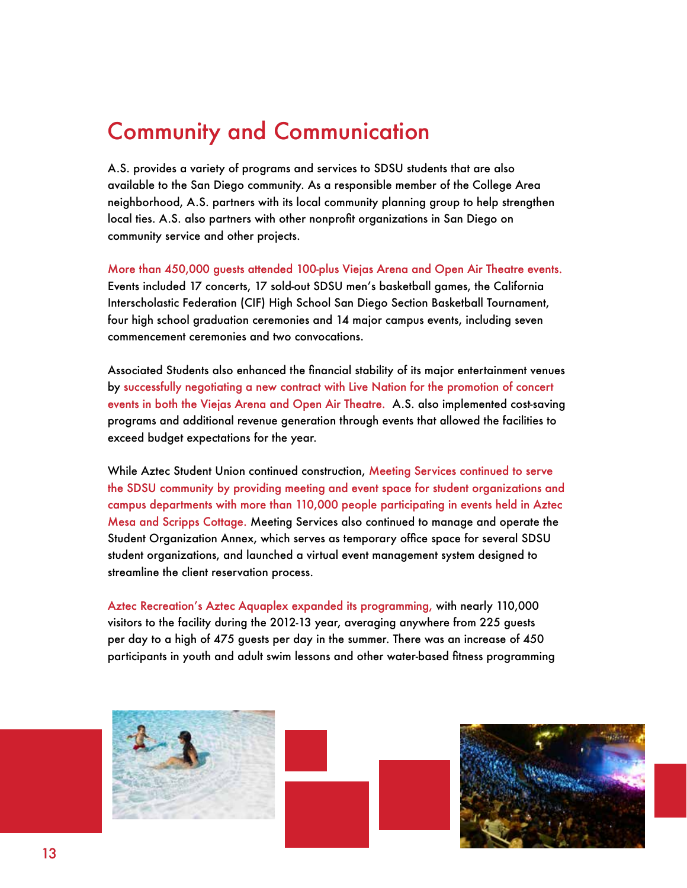# Community and Communication

A.S. provides a variety of programs and services to SDSU students that are also available to the San Diego community. As a responsible member of the College Area neighborhood, A.S. partners with its local community planning group to help strengthen local ties. A.S. also partners with other nonprofit organizations in San Diego on community service and other projects.

More than 450,000 guests attended 100-plus Viejas Arena and Open Air Theatre events. Events included 17 concerts, 17 sold-out SDSU men's basketball games, the California Interscholastic Federation (CIF) High School San Diego Section Basketball Tournament, four high school graduation ceremonies and 14 major campus events, including seven commencement ceremonies and two convocations.

Associated Students also enhanced the financial stability of its major entertainment venues by successfully negotiating a new contract with Live Nation for the promotion of concert events in both the Viejas Arena and Open Air Theatre. A.S. also implemented cost-saving programs and additional revenue generation through events that allowed the facilities to exceed budget expectations for the year.

While Aztec Student Union continued construction, Meeting Services continued to serve the SDSU community by providing meeting and event space for student organizations and campus departments with more than 110,000 people participating in events held in Aztec Mesa and Scripps Cottage. Meeting Services also continued to manage and operate the Student Organization Annex, which serves as temporary office space for several SDSU student organizations, and launched a virtual event management system designed to streamline the client reservation process.

Aztec Recreation's Aztec Aquaplex expanded its programming, with nearly 110,000 visitors to the facility during the 2012-13 year, averaging anywhere from 225 guests per day to a high of 475 guests per day in the summer. There was an increase of 450 participants in youth and adult swim lessons and other water-based fitness programming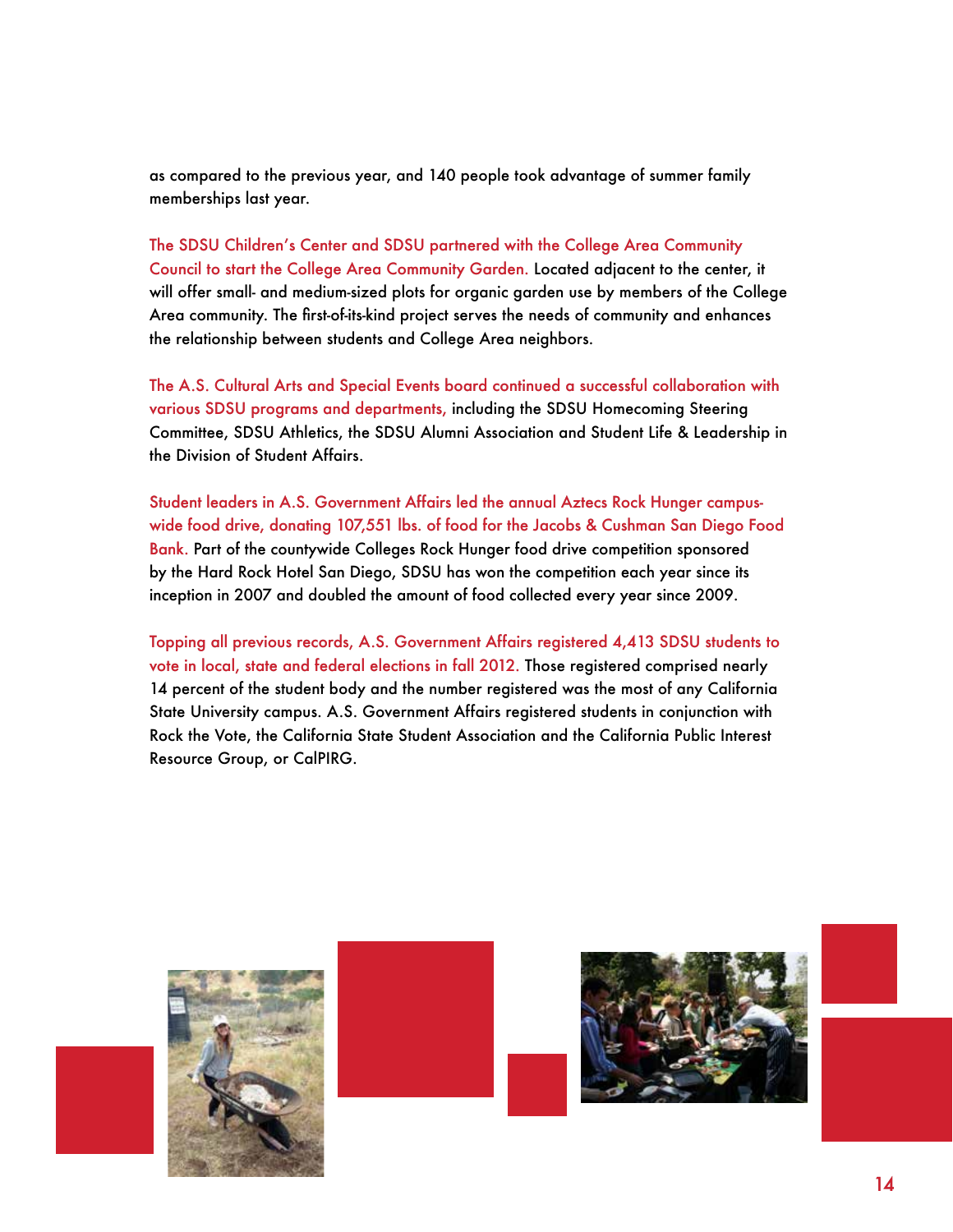as compared to the previous year, and 140 people took advantage of summer family memberships last year.

**The SDSU Children's Center and SDSU partnered with the College Area Community Council to start the College Area Community Garden.** Located adjacent to the center, it will offer small- and medium-sized plots for organic garden use by members of the College Area community. The first-of-its-kind project serves the needs of community and enhances the relationship between students and College Area neighbors.

**The A.S. Cultural Arts and Special Events board continued a successful collaboration with various SDSU programs and departments,** including the SDSU Homecoming Steering Committee, SDSU Athletics, the SDSU Alumni Association and Student Life & Leadership in the Division of Student Affairs.

**Student leaders in A.S. Government Affairs led the annual Aztecs Rock Hunger campus-wide food drive, donating 107,551 lbs. of food for the Jacobs & Cushman San Diego Food Bank.** Part of the countywide Colleges Rock Hunger food drive competition sponsored by the Hard Rock Hotel San Diego, SDSU has won the competition each year since its inception in 2007 and doubled the amount of food collected every year since 2009.

**Topping all previous records, A.S. Government Affairs registered 4,413 SDSU students to vote in local, state and federal elections in fall 2012.** Those registered comprised nearly 14 percent of the student body and the number registered was the most of any California State University campus. A.S. Government Affairs registered students in conjunction with Rock the Vote, the California State Student Association and the California Public Interest Resource Group, or CalPIRG.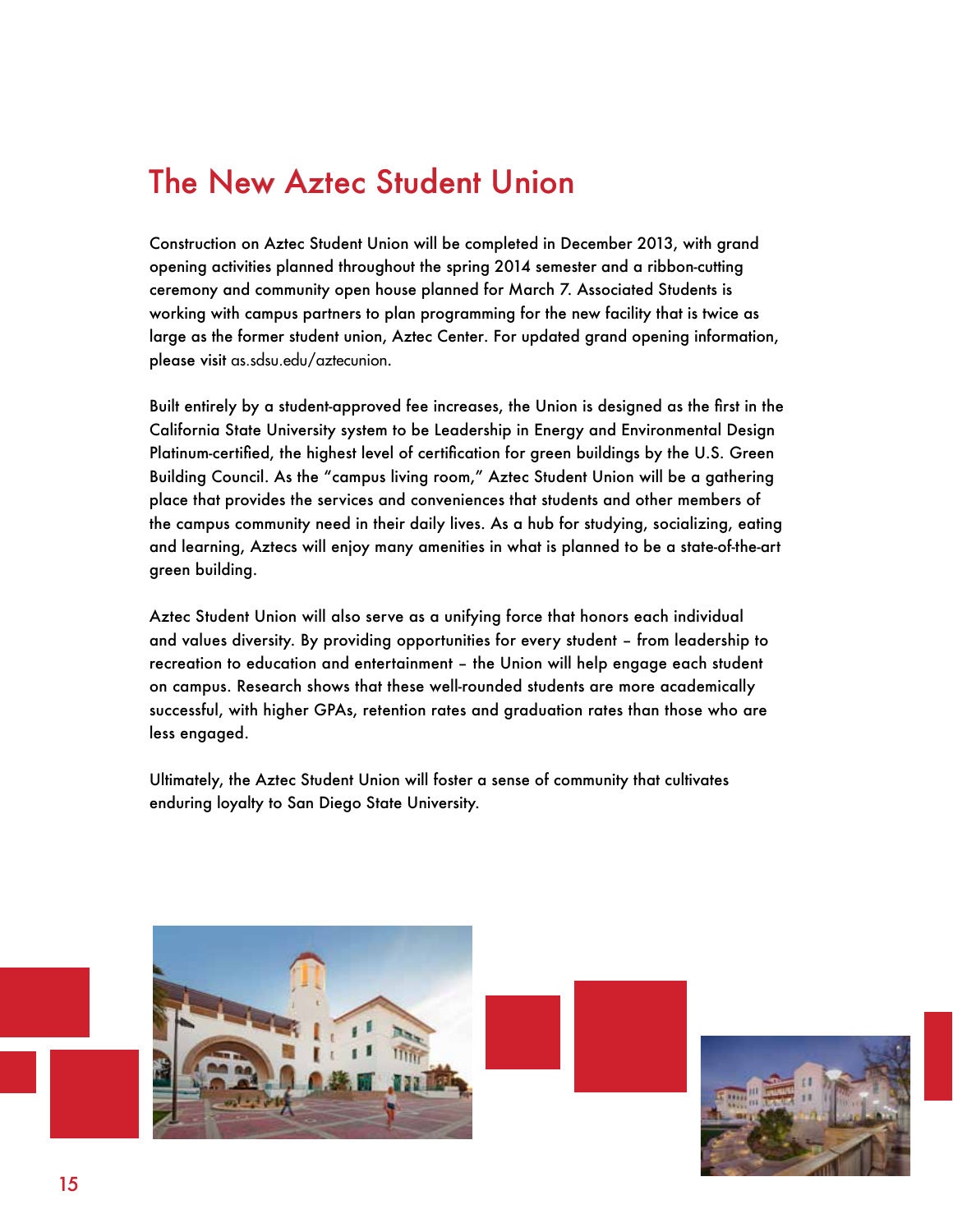# The New Aztec Student Union

Construction on Aztec Student Union will be completed in December 2013, with grand opening activities planned throughout the spring 2014 semester and a ribbon-cutting ceremony and community open house planned for March 7. Associated Students is working with campus partners to plan programming for the new facility that is twice as large as the former student union, Aztec Center. For updated grand opening information, please visit as.sdsu.edu/aztecunion.

Built entirely by a student-approved fee increases, the Union is designed as the first in the California State University system to be Leadership in Energy and Environmental Design Platinum-certified, the highest level of certification for green buildings by the U.S. Green Building Council. As the "campus living room," Aztec Student Union will be a gathering place that provides the services and conveniences that students and other members of the campus community need in their daily lives. As a hub for studying, socializing, eating and learning, Aztecs will enjoy many amenities in what is planned to be a state-of-the-art green building.

Aztec Student Union will also serve as a unifying force that honors each individual and values diversity. By providing opportunities for every student – from leadership to recreation to education and entertainment – the Union will help engage each student on campus. Research shows that these well-rounded students are more academically successful, with higher GPAs, retention rates and graduation rates than those who are less engaged.

Ultimately, the Aztec Student Union will foster a sense of community that cultivates enduring loyalty to San Diego State University.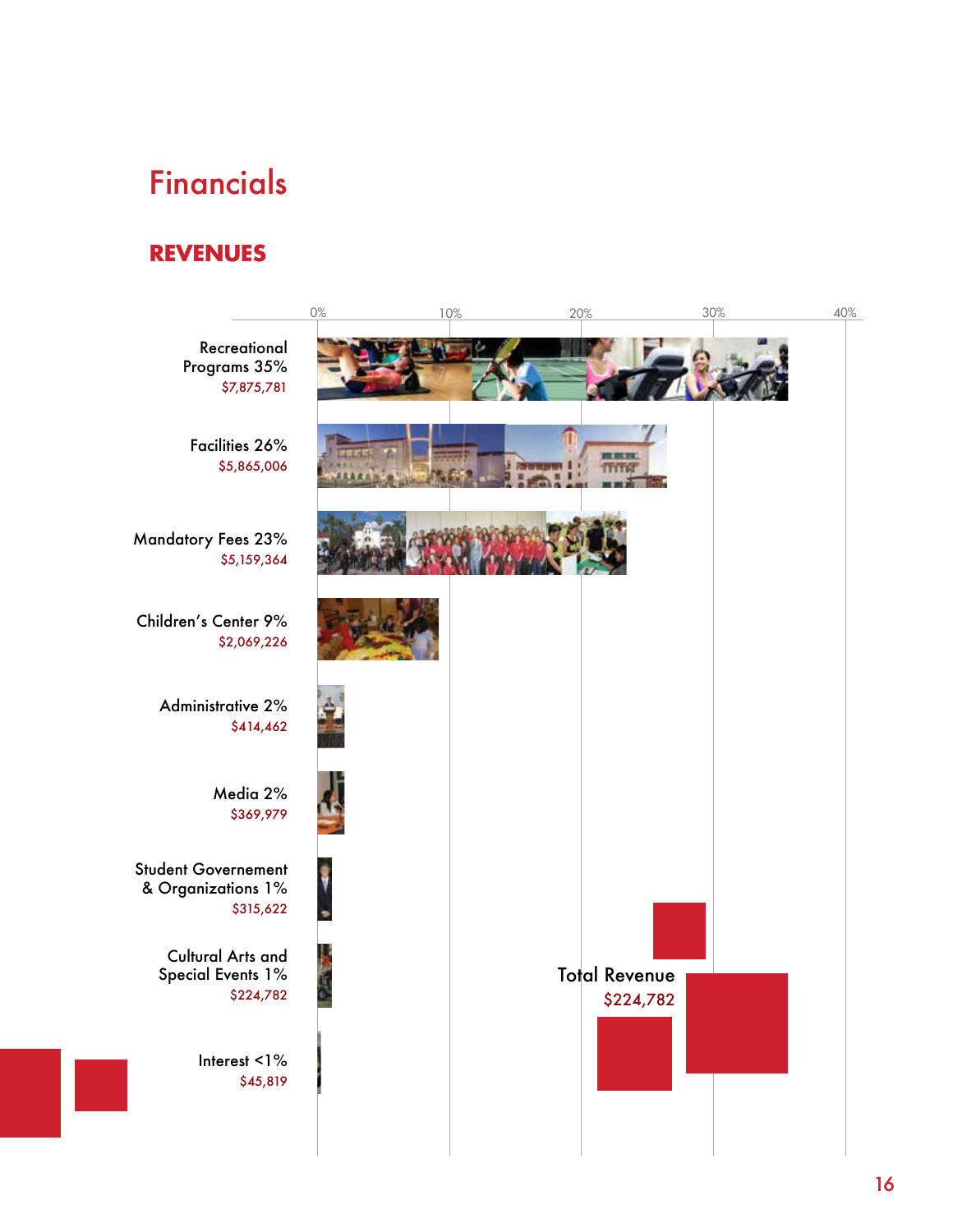# Financials

## REVENUES

| Category | Percentage | Amount |
|---|---|---|
| Recreational Programs | 35% | $7,875,781 |
| Facilities | 26% | $5,865,006 |
| Mandatory Fees | 23% | $5,159,364 |
| Children's Center | 9% | $2,069,226 |
| Administrative | 2% | $414,462 |
| Media | 2% | $369,979 |
| Student Governement & Organizations | 1% | $315,622 |
| Cultural Arts and Special Events | 1% | $224,782 |
| Interest | <1% | $45,819 |

Total Revenue
$224,782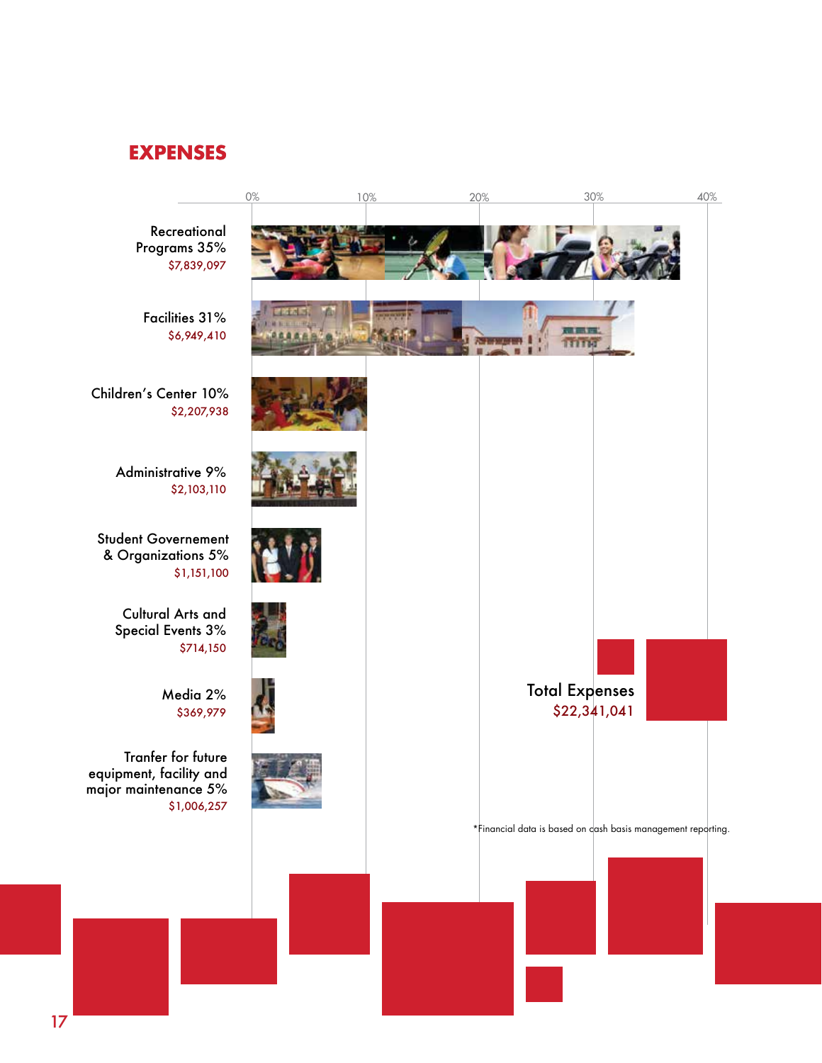# EXPENSES

| Category | Percent | Amount |
|---|---|---|
| Recreational Programs | 35% | $7,839,097 |
| Facilities | 31% | $6,949,410 |
| Children's Center | 10% | $2,207,938 |
| Administrative | 9% | $2,103,110 |
| Student Governement & Organizations | 5% | $1,151,100 |
| Cultural Arts and Special Events | 3% | $714,150 |
| Media | 2% | $369,979 |
| Tranfer for future equipment, facility and major maintenance | 5% | $1,006,257 |

Total Expenses
$22,341,041

*Financial data is based on cash basis management reporting.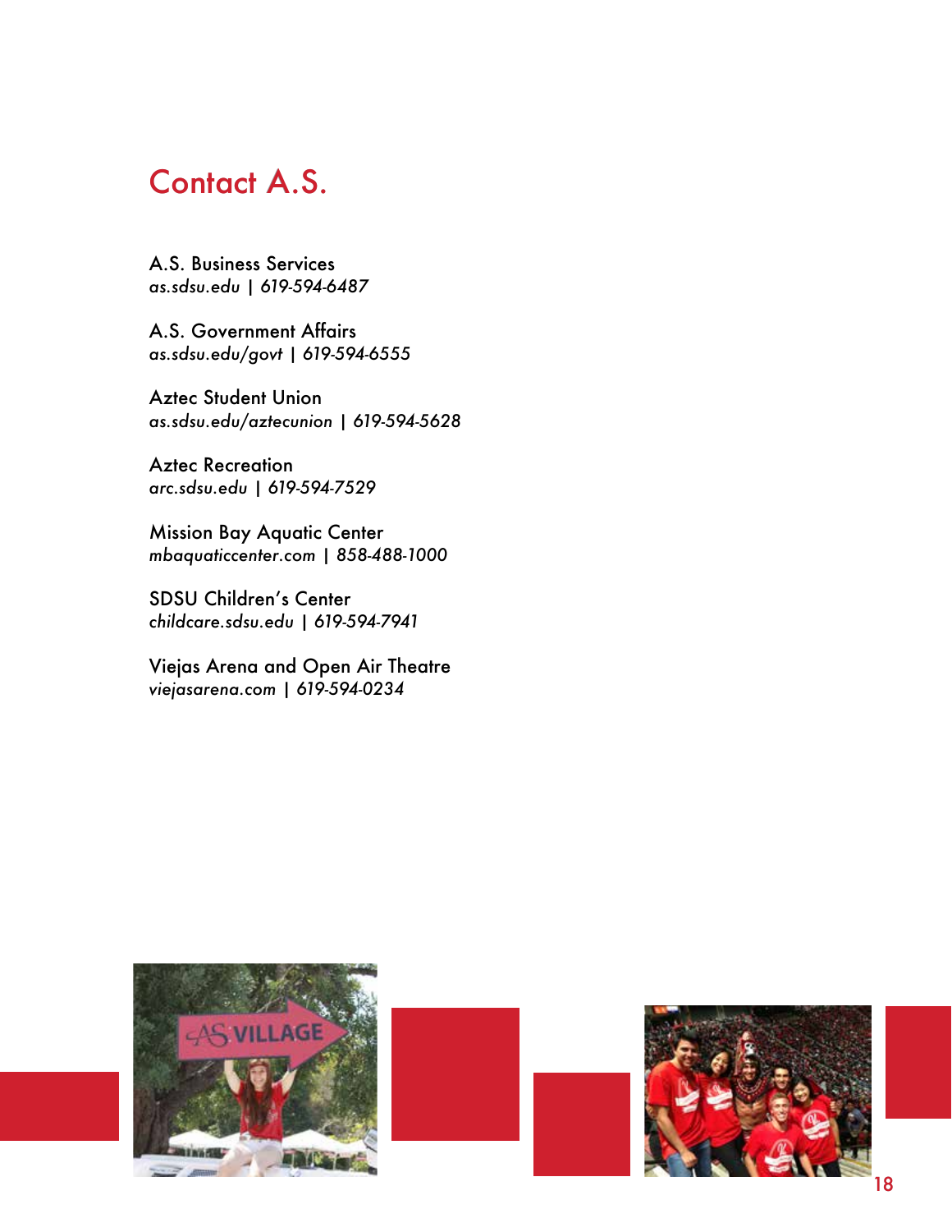# Contact A.S.

A.S. Business Services
*as.sdsu.edu | 619-594-6487*

A.S. Government Affairs
*as.sdsu.edu/govt | 619-594-6555*

Aztec Student Union
*as.sdsu.edu/aztecunion | 619-594-5628*

Aztec Recreation
*arc.sdsu.edu | 619-594-7529*

Mission Bay Aquatic Center
*mbaquaticcenter.com | 858-488-1000*

SDSU Children's Center
*childcare.sdsu.edu | 619-594-7941*

Viejas Arena and Open Air Theatre
*viejasarena.com | 619-594-0234*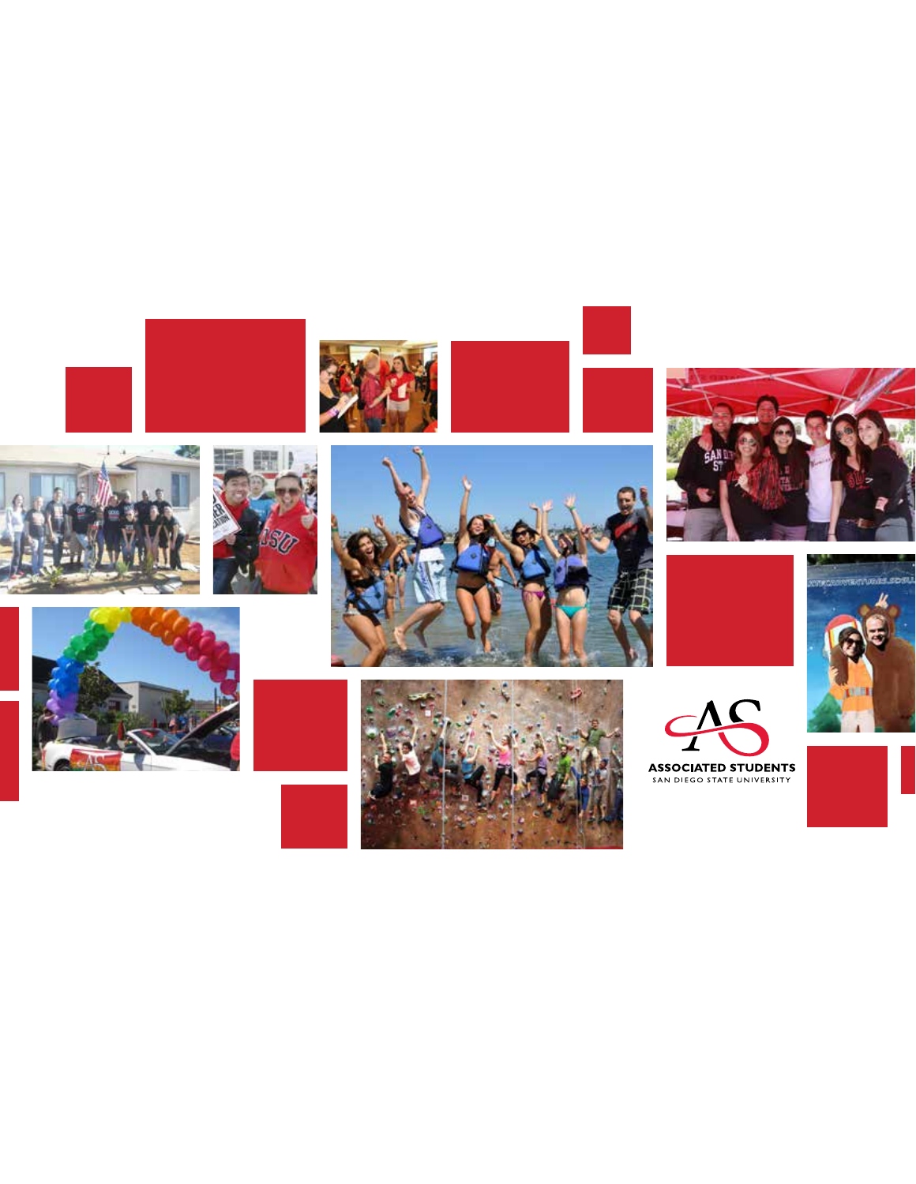ASSOCIATED STUDENTS

SAN DIEGO STATE UNIVERSITY